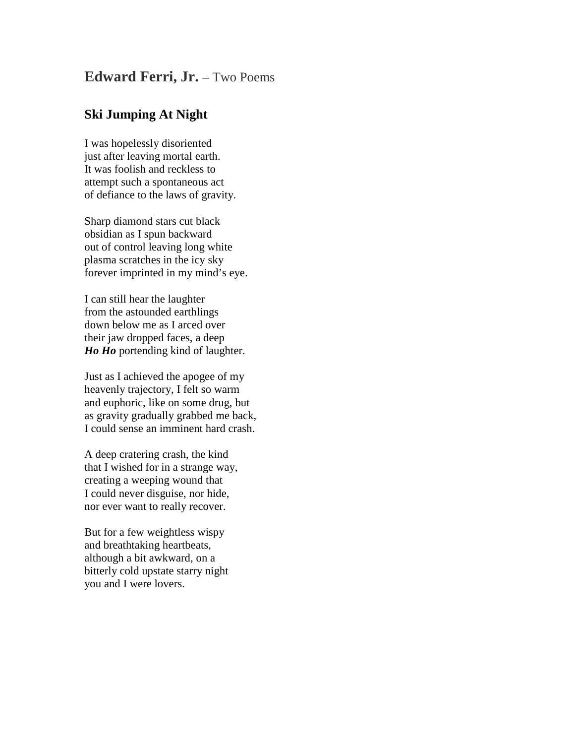# **Edward Ferri, Jr.** – Two Poems

## Ski Jumping At Night

I was hopelessly disoriented  
just after leaving mortal earth.  
It was foolish and reckless to  
attempt such a spontaneous act  
of defiance to the laws of gravity.

Sharp diamond stars cut black  
obsidian as I spun backward  
out of control leaving long white  
plasma scratches in the icy sky  
forever imprinted in my mind's eye.

I can still hear the laughter  
from the astounded earthlings  
down below me as I arced over  
their jaw dropped faces, a deep  
***Ho Ho*** portending kind of laughter.

Just as I achieved the apogee of my  
heavenly trajectory, I felt so warm  
and euphoric, like on some drug, but  
as gravity gradually grabbed me back,  
I could sense an imminent hard crash.

A deep cratering crash, the kind  
that I wished for in a strange way,  
creating a weeping wound that  
I could never disguise, nor hide,  
nor ever want to really recover.

But for a few weightless wispy  
and breathtaking heartbeats,  
although a bit awkward, on a  
bitterly cold upstate starry night  
you and I were lovers.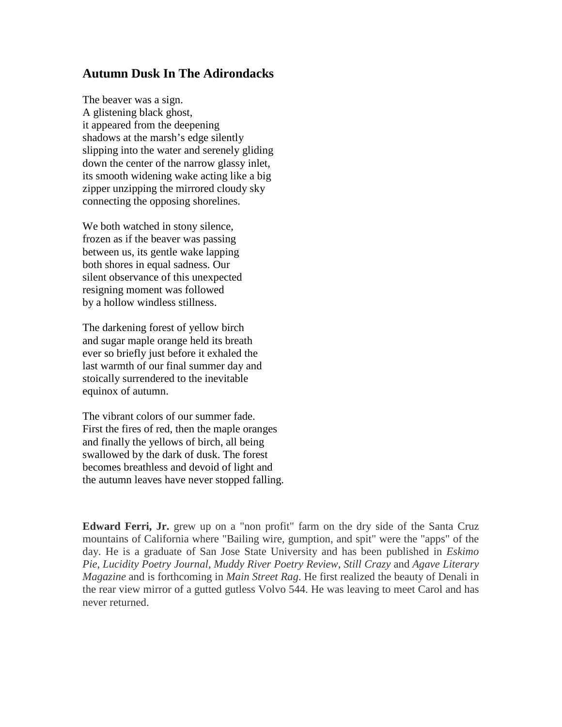## Autumn Dusk In The Adirondacks

The beaver was a sign.  
A glistening black ghost,  
it appeared from the deepening  
shadows at the marsh's edge silently  
slipping into the water and serenely gliding  
down the center of the narrow glassy inlet,  
its smooth widening wake acting like a big  
zipper unzipping the mirrored cloudy sky  
connecting the opposing shorelines.

We both watched in stony silence,  
frozen as if the beaver was passing  
between us, its gentle wake lapping  
both shores in equal sadness. Our  
silent observance of this unexpected  
resigning moment was followed  
by a hollow windless stillness.

The darkening forest of yellow birch  
and sugar maple orange held its breath  
ever so briefly just before it exhaled the  
last warmth of our final summer day and  
stoically surrendered to the inevitable  
equinox of autumn.

The vibrant colors of our summer fade.  
First the fires of red, then the maple oranges  
and finally the yellows of birch, all being  
swallowed by the dark of dusk. The forest  
becomes breathless and devoid of light and  
the autumn leaves have never stopped falling.

**Edward Ferri, Jr.** grew up on a "non profit" farm on the dry side of the Santa Cruz mountains of California where "Bailing wire, gumption, and spit" were the "apps" of the day. He is a graduate of San Jose State University and has been published in *Eskimo Pie*, *Lucidity Poetry Journal*, *Muddy River Poetry Review*, *Still Crazy* and *Agave Literary Magazine* and is forthcoming in *Main Street Rag*. He first realized the beauty of Denali in the rear view mirror of a gutted gutless Volvo 544. He was leaving to meet Carol and has never returned.